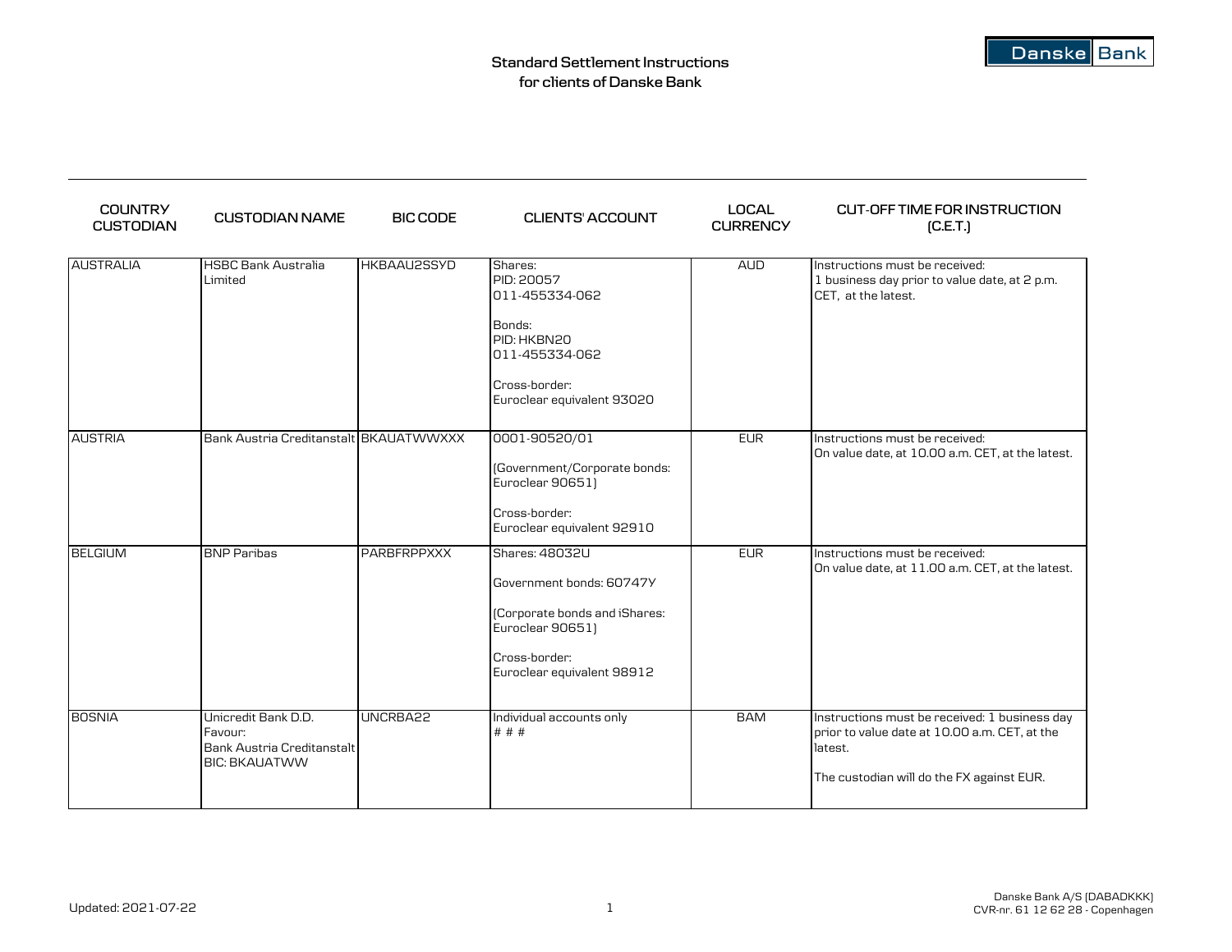# Standard Settlement Instructions for clients of Danske Bank

| COUNTRY CUSTODIAN | CUSTODIAN NAME | BIC CODE | CLIENTS' ACCOUNT | LOCAL CURRENCY | CUT-OFF TIME FOR INSTRUCTION (C.E.T.) |
|---|---|---|---|---|---|
| AUSTRALIA | HSBC Bank Australia Limited | HKBAAU2SSYD | Shares:<br>PID: 20057<br>011-455334-062<br><br>Bonds:<br>PID: HKBN20<br>011-455334-062<br><br>Cross-border:<br>Euroclear equivalent 93020 | AUD | Instructions must be received:<br>1 business day prior to value date, at 2 p.m. CET, at the latest. |
| AUSTRIA | Bank Austria Creditanstalt | BKAUATWWXXX | 0001-90520/01<br><br>(Government/Corporate bonds: Euroclear 90651)<br><br>Cross-border:<br>Euroclear equivalent 92910 | EUR | Instructions must be received:<br>On value date, at 10.00 a.m. CET, at the latest. |
| BELGIUM | BNP Paribas | PARBFRPPXXX | Shares: 48032U<br><br>Government bonds: 60747Y<br><br>(Corporate bonds and iShares: Euroclear 90651)<br><br>Cross-border:<br>Euroclear equivalent 98912 | EUR | Instructions must be received:<br>On value date, at 11.00 a.m. CET, at the latest. |
| BOSNIA | Unicredit Bank D.D.<br>Favour:<br>Bank Austria Creditanstalt<br>BIC: BKAUATWW | UNCRBA22 | Individual accounts only<br># # # | BAM | Instructions must be received: 1 business day prior to value date at 10.00 a.m. CET, at the latest.<br><br>The custodian will do the FX against EUR. |

Updated: 2021-07-22

Danske Bank A/S (DABADKKK)
CVR-nr. 61 12 62 28 - Copenhagen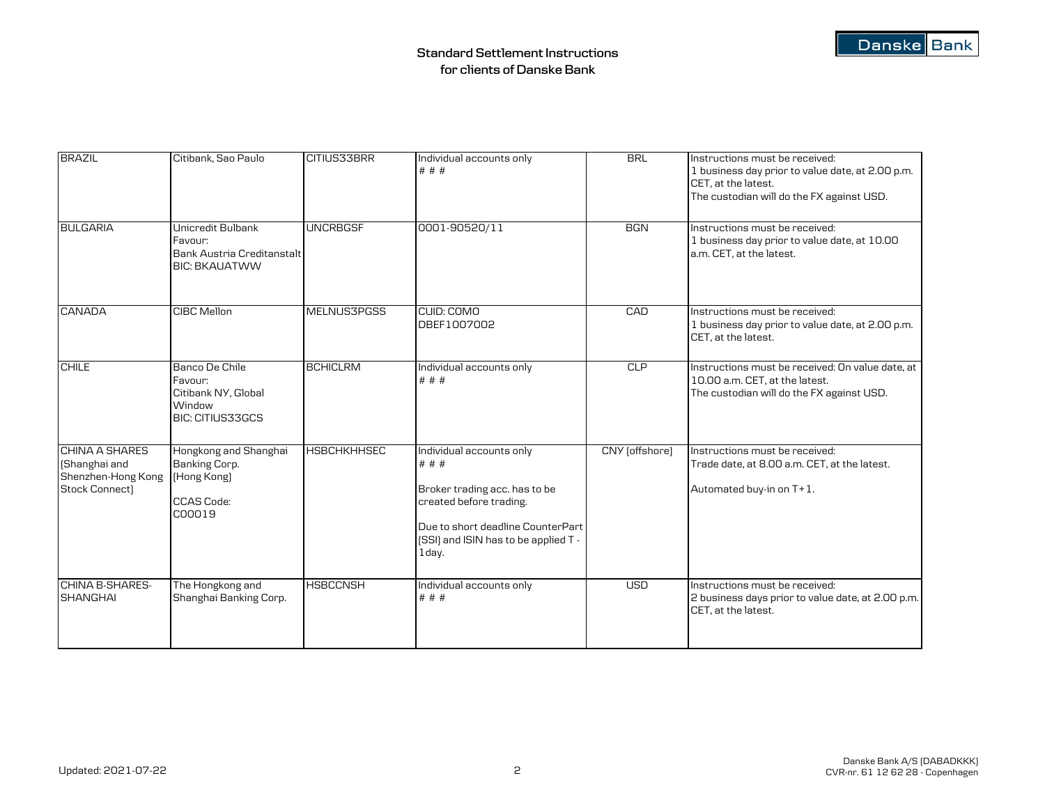# Standard Settlement Instructions for clients of Danske Bank

| | | | | | |
|---|---|---|---|---|---|
| BRAZIL | Citibank, Sao Paulo | CITIUS33BRR | Individual accounts only<br># # # | BRL | Instructions must be received:<br>1 business day prior to value date, at 2.00 p.m. CET, at the latest.<br>The custodian will do the FX against USD. |
| BULGARIA | Unicredit Bulbank<br>Favour:<br>Bank Austria Creditanstalt<br>BIC: BKAUATWW | UNCRBGSF | 0001-90520/11 | BGN | Instructions must be received:<br>1 business day prior to value date, at 10.00 a.m. CET, at the latest. |
| CANADA | CIBC Mellon | MELNUS3PGSS | CUID: COMO<br>DBEF1007002 | CAD | Instructions must be received:<br>1 business day prior to value date, at 2.00 p.m. CET, at the latest. |
| CHILE | Banco De Chile<br>Favour:<br>Citibank NY, Global Window<br>BIC: CITIUS33GCS | BCHICLRM | Individual accounts only<br># # # | CLP | Instructions must be received: On value date, at 10.00 a.m. CET, at the latest.<br>The custodian will do the FX against USD. |
| CHINA A SHARES (Shanghai and Shenzhen-Hong Kong Stock Connect) | Hongkong and Shanghai Banking Corp.<br>(Hong Kong)<br><br>CCAS Code:<br>C00019 | HSBCHKHHSEC | Individual accounts only<br># # #<br><br>Broker trading acc. has to be created before trading.<br><br>Due to short deadline CounterPart (SSI) and ISIN has to be applied T - 1day. | CNY (offshore) | Instructions must be received:<br>Trade date, at 8.00 a.m. CET, at the latest.<br><br>Automated buy-in on T+1. |
| CHINA B-SHARES-SHANGHAI | The Hongkong and Shanghai Banking Corp. | HSBCCNSH | Individual accounts only<br># # # | USD | Instructions must be received:<br>2 business days prior to value date, at 2.00 p.m. CET, at the latest. |

Updated: 2021-07-22

Danske Bank A/S (DABADKKK)
CVR-nr. 61 12 62 28 - Copenhagen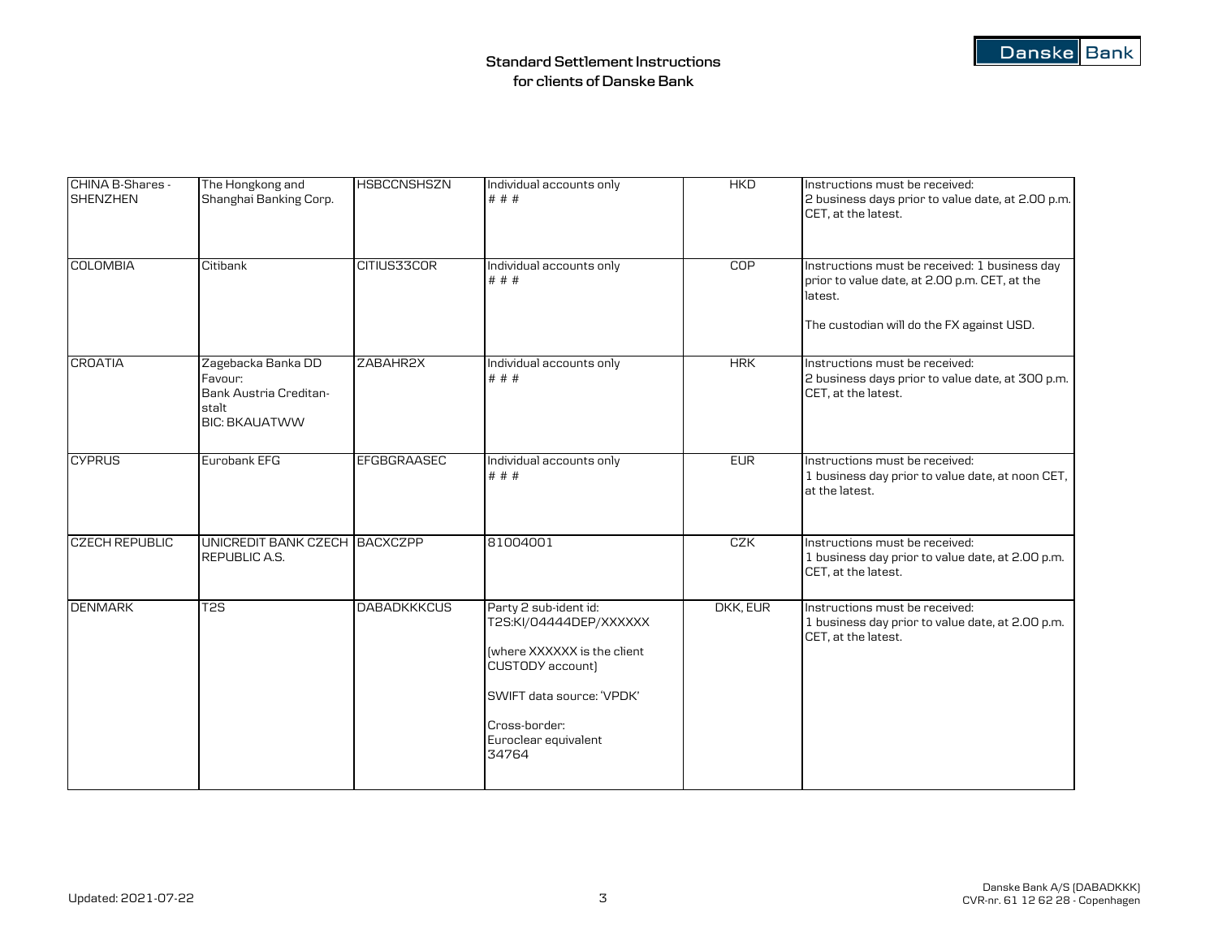# Standard Settlement Instructions for clients of Danske Bank

| | | | | | |
|---|---|---|---|---|---|
| CHINA B-Shares - SHENZHEN | The Hongkong and Shanghai Banking Corp. | HSBCCNSHSZN | Individual accounts only<br># # # | HKD | Instructions must be received:<br>2 business days prior to value date, at 2.00 p.m. CET, at the latest. |
| COLOMBIA | Citibank | CITIUS33COR | Individual accounts only<br># # # | COP | Instructions must be received: 1 business day prior to value date, at 2.00 p.m. CET, at the latest.<br><br>The custodian will do the FX against USD. |
| CROATIA | Zagebacka Banka DD<br>Favour:<br>Bank Austria Creditan-stalt<br>BIC: BKAUATWW | ZABAHR2X | Individual accounts only<br># # # | HRK | Instructions must be received:<br>2 business days prior to value date, at 300 p.m. CET, at the latest. |
| CYPRUS | Eurobank EFG | EFGBGRAASEC | Individual accounts only<br># # # | EUR | Instructions must be received:<br>1 business day prior to value date, at noon CET, at the latest. |
| CZECH REPUBLIC | UNICREDIT BANK CZECH REPUBLIC A.S. | BACXCZPP | 81004001 | CZK | Instructions must be received:<br>1 business day prior to value date, at 2.00 p.m. CET, at the latest. |
| DENMARK | T2S | DABADKKKCUS | Party 2 sub-ident id:<br>T2S:KI/04444DEP/XXXXXX<br><br>(where XXXXXX is the client CUSTODY account)<br><br>SWIFT data source: 'VPDK'<br><br>Cross-border:<br>Euroclear equivalent<br>34764 | DKK, EUR | Instructions must be received:<br>1 business day prior to value date, at 2.00 p.m. CET, at the latest. |

Updated: 2021-07-22

Danske Bank A/S (DABADKKK)
CVR-nr. 61 12 62 28 - Copenhagen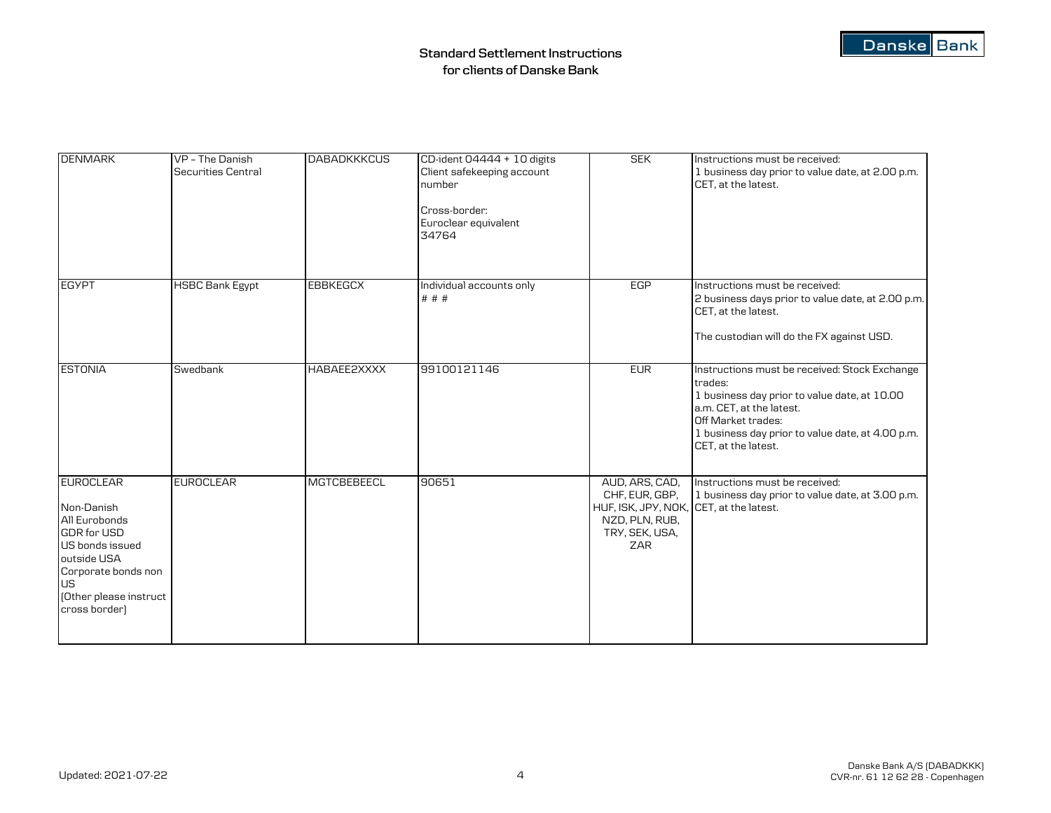## Standard Settlement Instructions for clients of Danske Bank

| | | | | | |
|---|---|---|---|---|---|
| DENMARK | VP – The Danish Securities Central | DABADKKKCUS | CD-ident 04444 + 10 digits Client safekeeping account number<br><br>Cross-border: Euroclear equivalent 34764 | SEK | Instructions must be received: 1 business day prior to value date, at 2.00 p.m. CET, at the latest. |
| EGYPT | HSBC Bank Egypt | EBBKEGCX | Individual accounts only # # # | EGP | Instructions must be received: 2 business days prior to value date, at 2.00 p.m. CET, at the latest.<br><br>The custodian will do the FX against USD. |
| ESTONIA | Swedbank | HABAEE2XXXX | 99100121146 | EUR | Instructions must be received: Stock Exchange trades: 1 business day prior to value date, at 10.00 a.m. CET, at the latest. Off Market trades: 1 business day prior to value date, at 4.00 p.m. CET, at the latest. |
| EUROCLEAR<br><br>Non-Danish All Eurobonds GDR for USD US bonds issued outside USA Corporate bonds non US (Other please instruct cross border) | EUROCLEAR | MGTCBEBEECL | 90651 | AUD, ARS, CAD, CHF, EUR, GBP, HUF, ISK, JPY, NOK, NZD, PLN, RUB, TRY, SEK, USA, ZAR | Instructions must be received: 1 business day prior to value date, at 3.00 p.m. CET, at the latest. |

Updated: 2021-07-22

Danske Bank A/S (DABADKKK)
CVR-nr. 61 12 62 28 - Copenhagen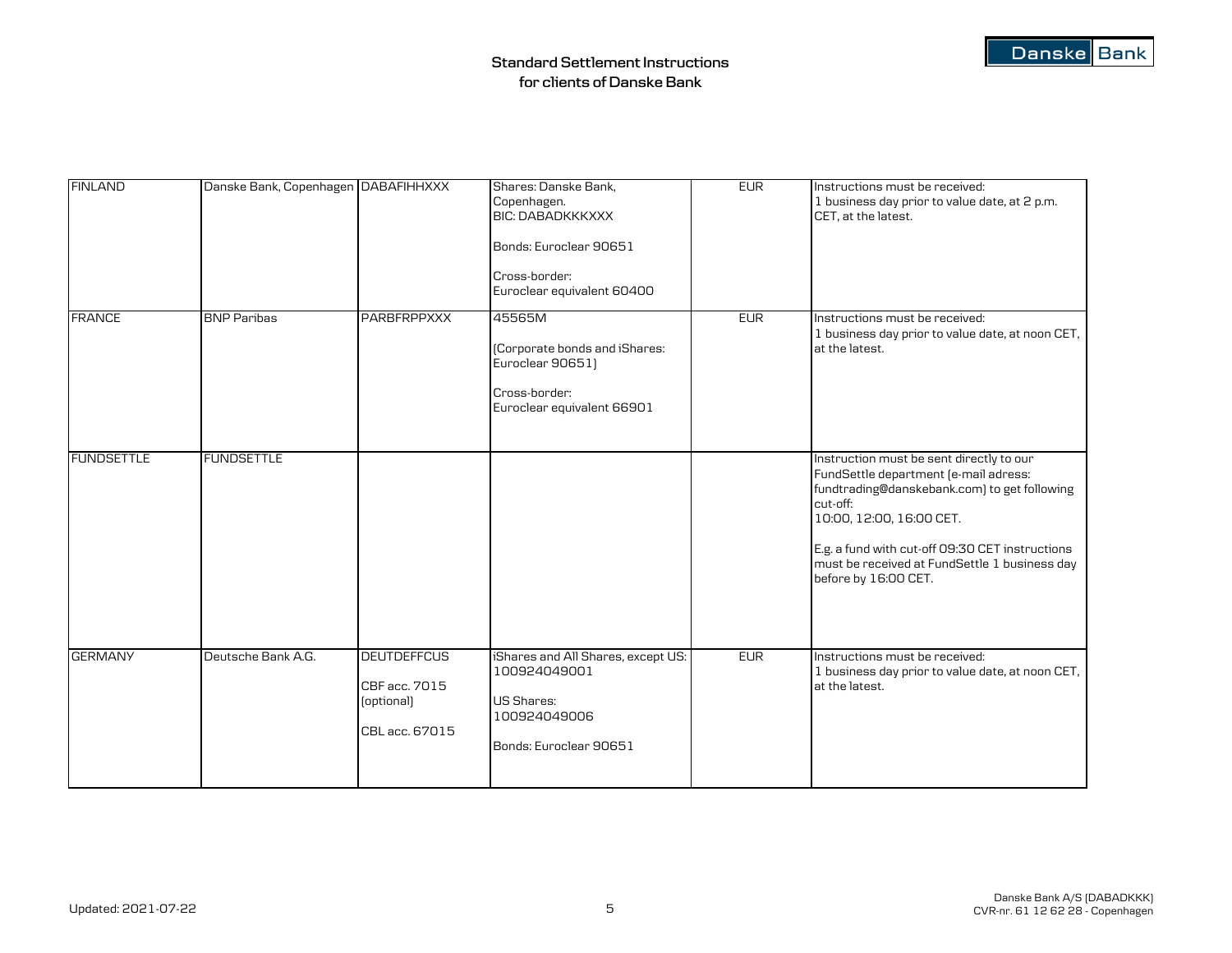## Standard Settlement Instructions for clients of Danske Bank

| | | | | | |
|---|---|---|---|---|---|
| FINLAND | Danske Bank, Copenhagen | DABAFIHHXXX | Shares: Danske Bank, Copenhagen.<br>BIC: DABADKKKXXX<br><br>Bonds: Euroclear 90651<br><br>Cross-border:<br>Euroclear equivalent 60400 | EUR | Instructions must be received:<br>1 business day prior to value date, at 2 p.m. CET, at the latest. |
| FRANCE | BNP Paribas | PARBFRPPXXX | 45565M<br><br>(Corporate bonds and iShares: Euroclear 90651)<br><br>Cross-border:<br>Euroclear equivalent 66901 | EUR | Instructions must be received:<br>1 business day prior to value date, at noon CET, at the latest. |
| FUNDSETTLE | FUNDSETTLE | | | | Instruction must be sent directly to our FundSettle department (e-mail adress: fundtrading@danskebank.com) to get following cut-off:<br>10:00, 12:00, 16:00 CET.<br><br>E.g. a fund with cut-off 09:30 CET instructions must be received at FundSettle 1 business day before by 16:00 CET. |
| GERMANY | Deutsche Bank A.G. | DEUTDEFFCUS<br><br>CBF acc. 7015 (optional)<br><br>CBL acc. 67015 | iShares and All Shares, except US: 100924049001<br><br>US Shares:<br>100924049006<br><br>Bonds: Euroclear 90651 | EUR | Instructions must be received:<br>1 business day prior to value date, at noon CET, at the latest. |

Updated: 2021-07-22

Danske Bank A/S (DABADKKK)
CVR-nr. 61 12 62 28 - Copenhagen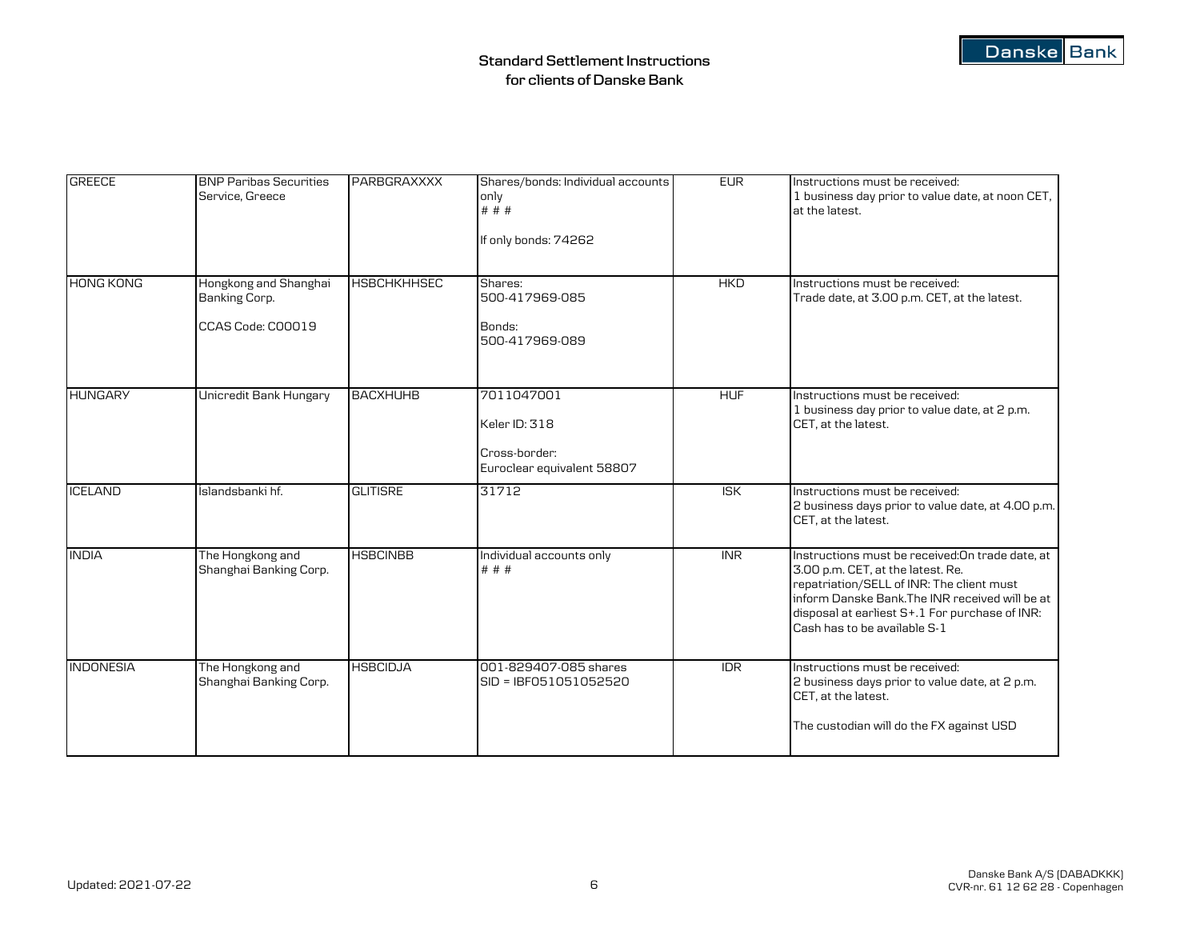# Standard Settlement Instructions for clients of Danske Bank

| | | | | | |
|---|---|---|---|---|---|
| GREECE | BNP Paribas Securities Service, Greece | PARBGRAXXXX | Shares/bonds: Individual accounts only<br># # #<br><br>If only bonds: 74262 | EUR | Instructions must be received:<br>1 business day prior to value date, at noon CET, at the latest. |
| HONG KONG | Hongkong and Shanghai Banking Corp.<br><br>CCAS Code: C00019 | HSBCHKHHSEC | Shares:<br>500-417969-085<br><br>Bonds:<br>500-417969-089 | HKD | Instructions must be received:<br>Trade date, at 3.00 p.m. CET, at the latest. |
| HUNGARY | Unicredit Bank Hungary | BACXHUHB | 7011047001<br><br>Keler ID: 318<br><br>Cross-border:<br>Euroclear equivalent 58807 | HUF | Instructions must be received:<br>1 business day prior to value date, at 2 p.m. CET, at the latest. |
| ICELAND | Íslandsbanki hf. | GLITISRE | 31712 | ISK | Instructions must be received:<br>2 business days prior to value date, at 4.00 p.m. CET, at the latest. |
| INDIA | The Hongkong and Shanghai Banking Corp. | HSBCINBB | Individual accounts only<br># # # | INR | Instructions must be received:On trade date, at 3.00 p.m. CET, at the latest. Re. repatriation/SELL of INR: The client must inform Danske Bank.The INR received will be at disposal at earliest S+.1 For purchase of INR: Cash has to be available S-1 |
| INDONESIA | The Hongkong and Shanghai Banking Corp. | HSBCIDJA | 001-829407-085 shares<br>SID = IBF051051052520 | IDR | Instructions must be received:<br>2 business days prior to value date, at 2 p.m. CET, at the latest.<br><br>The custodian will do the FX against USD |

Updated: 2021-07-22

Danske Bank A/S (DABADKKK)
CVR-nr. 61 12 62 28 - Copenhagen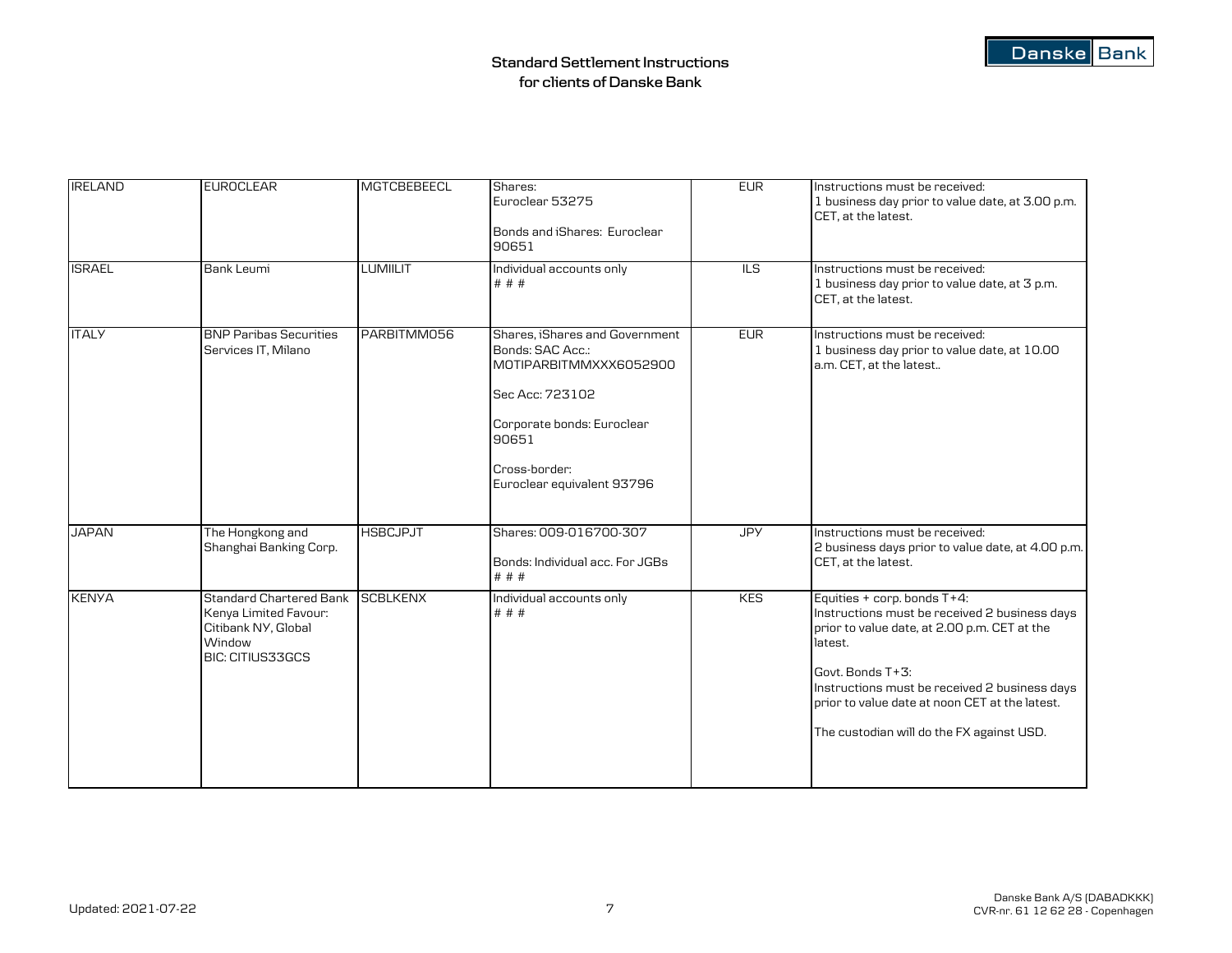**Standard Settlement Instructions for clients of Danske Bank**

| | | | | | |
|---|---|---|---|---|---|
| IRELAND | EUROCLEAR | MGTCBEBEECL | Shares:<br>Euroclear 53275<br><br>Bonds and iShares: Euroclear 90651 | EUR | Instructions must be received:<br>1 business day prior to value date, at 3.00 p.m. CET, at the latest. |
| ISRAEL | Bank Leumi | LUMIILIT | Individual accounts only<br># # # | ILS | Instructions must be received:<br>1 business day prior to value date, at 3 p.m. CET, at the latest. |
| ITALY | BNP Paribas Securities Services IT, Milano | PARBITMM056 | Shares, iShares and Government Bonds: SAC Acc.:<br>MOTIPARBITMMXXX6052900<br><br>Sec Acc: 723102<br><br>Corporate bonds: Euroclear 90651<br><br>Cross-border:<br>Euroclear equivalent 93796 | EUR | Instructions must be received:<br>1 business day prior to value date, at 10.00 a.m. CET, at the latest.. |
| JAPAN | The Hongkong and Shanghai Banking Corp. | HSBCJPJT | Shares: 009-016700-307<br><br>Bonds: Individual acc. For JGBs<br># # # | JPY | Instructions must be received:<br>2 business days prior to value date, at 4.00 p.m. CET, at the latest. |
| KENYA | Standard Chartered Bank Kenya Limited Favour: Citibank NY, Global Window<br>BIC: CITIUS33GCS | SCBLKENX | Individual accounts only<br># # # | KES | Equities + corp. bonds T+4:<br>Instructions must be received 2 business days prior to value date, at 2.00 p.m. CET at the latest.<br><br>Govt. Bonds T+3:<br>Instructions must be received 2 business days prior to value date at noon CET at the latest.<br><br>The custodian will do the FX against USD. |

Updated: 2021-07-22

Danske Bank A/S (DABADKKK)
CVR-nr. 61 12 62 28 - Copenhagen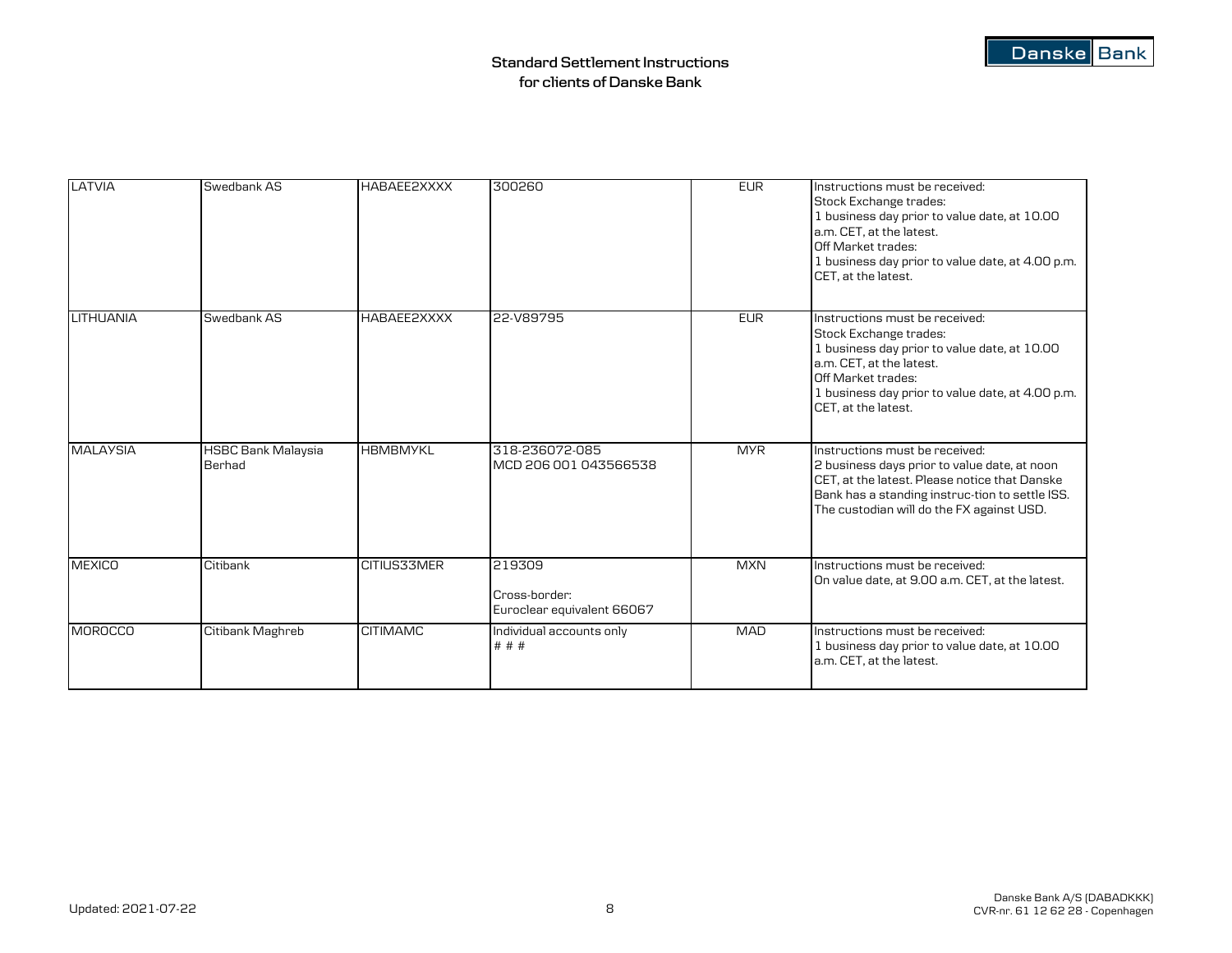**Standard Settlement Instructions**
**for clients of Danske Bank**

| | | | | | |
|---|---|---|---|---|---|
| LATVIA | Swedbank AS | HABAEE2XXXX | 300260 | EUR | Instructions must be received:<br>Stock Exchange trades:<br>1 business day prior to value date, at 10.00 a.m. CET, at the latest.<br>Off Market trades:<br>1 business day prior to value date, at 4.00 p.m. CET, at the latest. |
| LITHUANIA | Swedbank AS | HABAEE2XXXX | 22-V89795 | EUR | Instructions must be received:<br>Stock Exchange trades:<br>1 business day prior to value date, at 10.00 a.m. CET, at the latest.<br>Off Market trades:<br>1 business day prior to value date, at 4.00 p.m. CET, at the latest. |
| MALAYSIA | HSBC Bank Malaysia Berhad | HBMBMYKL | 318-236072-085<br>MCD 206 001 043566538 | MYR | Instructions must be received:<br>2 business days prior to value date, at noon CET, at the latest. Please notice that Danske Bank has a standing instruc-tion to settle ISS. The custodian will do the FX against USD. |
| MEXICO | Citibank | CITIUS33MER | 219309<br><br>Cross-border:<br>Euroclear equivalent 66067 | MXN | Instructions must be received:<br>On value date, at 9.00 a.m. CET, at the latest. |
| MOROCCO | Citibank Maghreb | CITIMAMC | Individual accounts only<br># # # | MAD | Instructions must be received:<br>1 business day prior to value date, at 10.00 a.m. CET, at the latest. |

Updated: 2021-07-22

Danske Bank A/S (DABADKKK)
CVR-nr. 61 12 62 28 - Copenhagen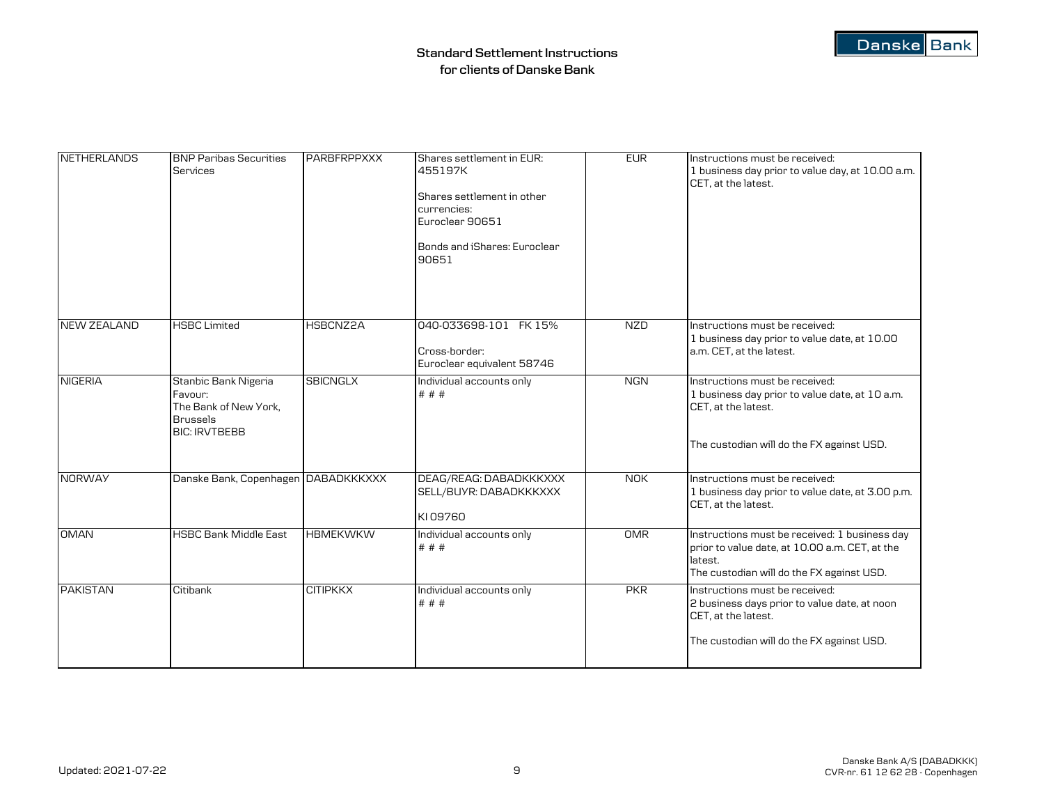## Standard Settlement Instructions for clients of Danske Bank

| | | | | | |
|---|---|---|---|---|---|
| NETHERLANDS | BNP Paribas Securities Services | PARBFRPPXXX | Shares settlement in EUR: 455197K<br><br>Shares settlement in other currencies: Euroclear 90651<br><br>Bonds and iShares: Euroclear 90651 | EUR | Instructions must be received: 1 business day prior to value day, at 10.00 a.m. CET, at the latest. |
| NEW ZEALAND | HSBC Limited | HSBCNZ2A | 040-033698-101 FK 15%<br><br>Cross-border: Euroclear equivalent 58746 | NZD | Instructions must be received: 1 business day prior to value date, at 10.00 a.m. CET, at the latest. |
| NIGERIA | Stanbic Bank Nigeria Favour: The Bank of New York, Brussels BIC: IRVTBEBB | SBICNGLX | Individual accounts only # # # | NGN | Instructions must be received: 1 business day prior to value date, at 10 a.m. CET, at the latest.<br><br>The custodian will do the FX against USD. |
| NORWAY | Danske Bank, Copenhagen | DABADKKKXXX | DEAG/REAG: DABADKKKXXX SELL/BUYR: DABADKKKXXX<br><br>KI 09760 | NOK | Instructions must be received: 1 business day prior to value date, at 3.00 p.m. CET, at the latest. |
| OMAN | HSBC Bank Middle East | HBMEKWKW | Individual accounts only # # # | OMR | Instructions must be received: 1 business day prior to value date, at 10.00 a.m. CET, at the latest. The custodian will do the FX against USD. |
| PAKISTAN | Citibank | CITIPKKX | Individual accounts only # # # | PKR | Instructions must be received: 2 business days prior to value date, at noon CET, at the latest.<br><br>The custodian will do the FX against USD. |

Updated: 2021-07-22

Danske Bank A/S (DABADKKK)
CVR-nr. 61 12 62 28 - Copenhagen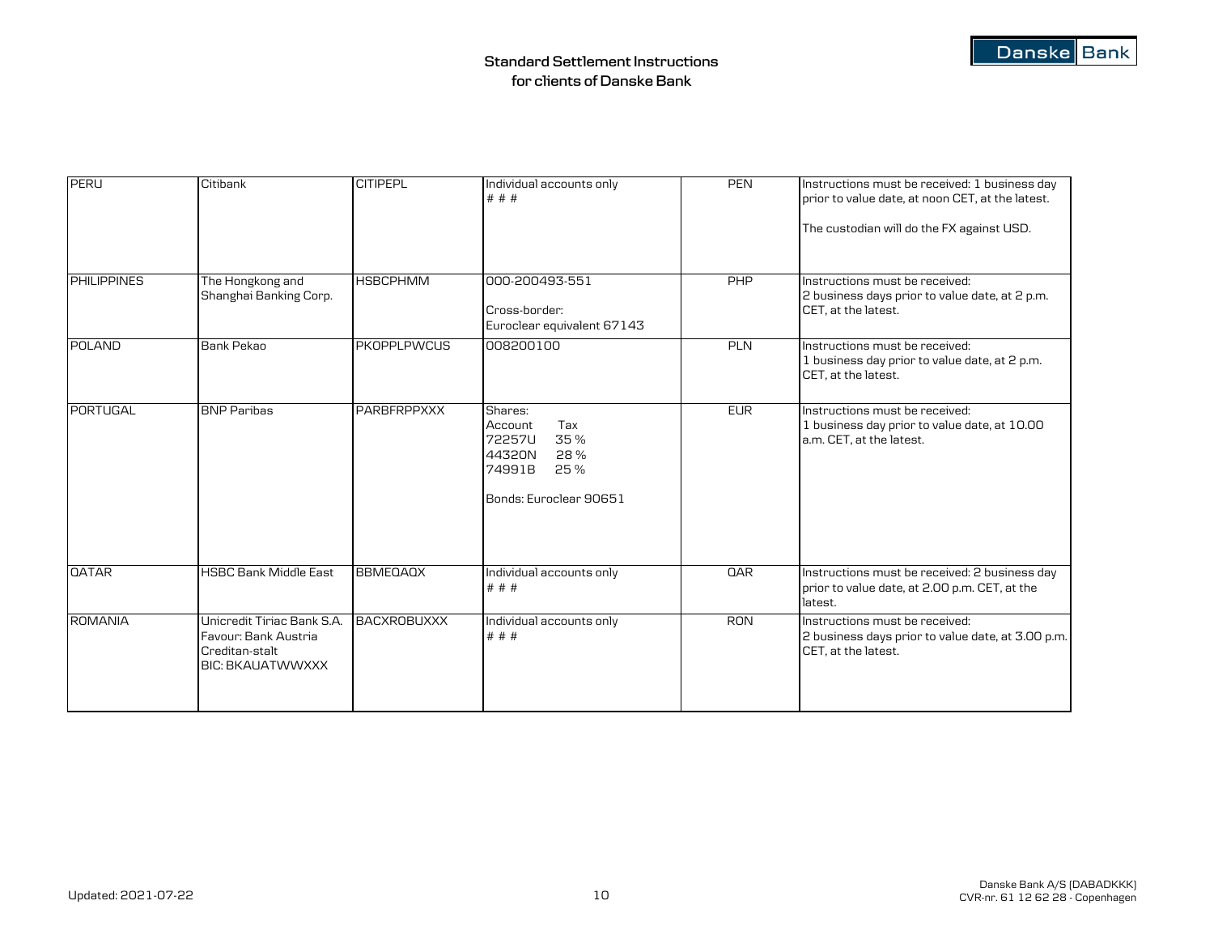## Standard Settlement Instructions for clients of Danske Bank

| | | | | | |
|---|---|---|---|---|---|
| PERU | Citibank | CITIPEPL | Individual accounts only<br># # # | PEN | Instructions must be received: 1 business day prior to value date, at noon CET, at the latest.<br><br>The custodian will do the FX against USD. |
| PHILIPPINES | The Hongkong and Shanghai Banking Corp. | HSBCPHMM | 000-200493-551<br><br>Cross-border:<br>Euroclear equivalent 67143 | PHP | Instructions must be received:<br>2 business days prior to value date, at 2 p.m. CET, at the latest. |
| POLAND | Bank Pekao | PKOPPLPWCUS | 008200100 | PLN | Instructions must be received:<br>1 business day prior to value date, at 2 p.m. CET, at the latest. |
| PORTUGAL | BNP Paribas | PARBFRPPXXX | Shares:<br>Account Tax<br>72257U 35 %<br>44320N 28 %<br>74991B 25 %<br><br>Bonds: Euroclear 90651 | EUR | Instructions must be received:<br>1 business day prior to value date, at 10.00 a.m. CET, at the latest. |
| QATAR | HSBC Bank Middle East | BBMEQAQX | Individual accounts only<br># # # | QAR | Instructions must be received: 2 business day prior to value date, at 2.00 p.m. CET, at the latest. |
| ROMANIA | Unicredit Tiriac Bank S.A.<br>Favour: Bank Austria Creditan-stalt<br>BIC: BKAUATWWXXX | BACXROBUXXX | Individual accounts only<br># # # | RON | Instructions must be received:<br>2 business days prior to value date, at 3.00 p.m. CET, at the latest. |

Updated: 2021-07-22

Danske Bank A/S (DABADKKK)
CVR-nr. 61 12 62 28 - Copenhagen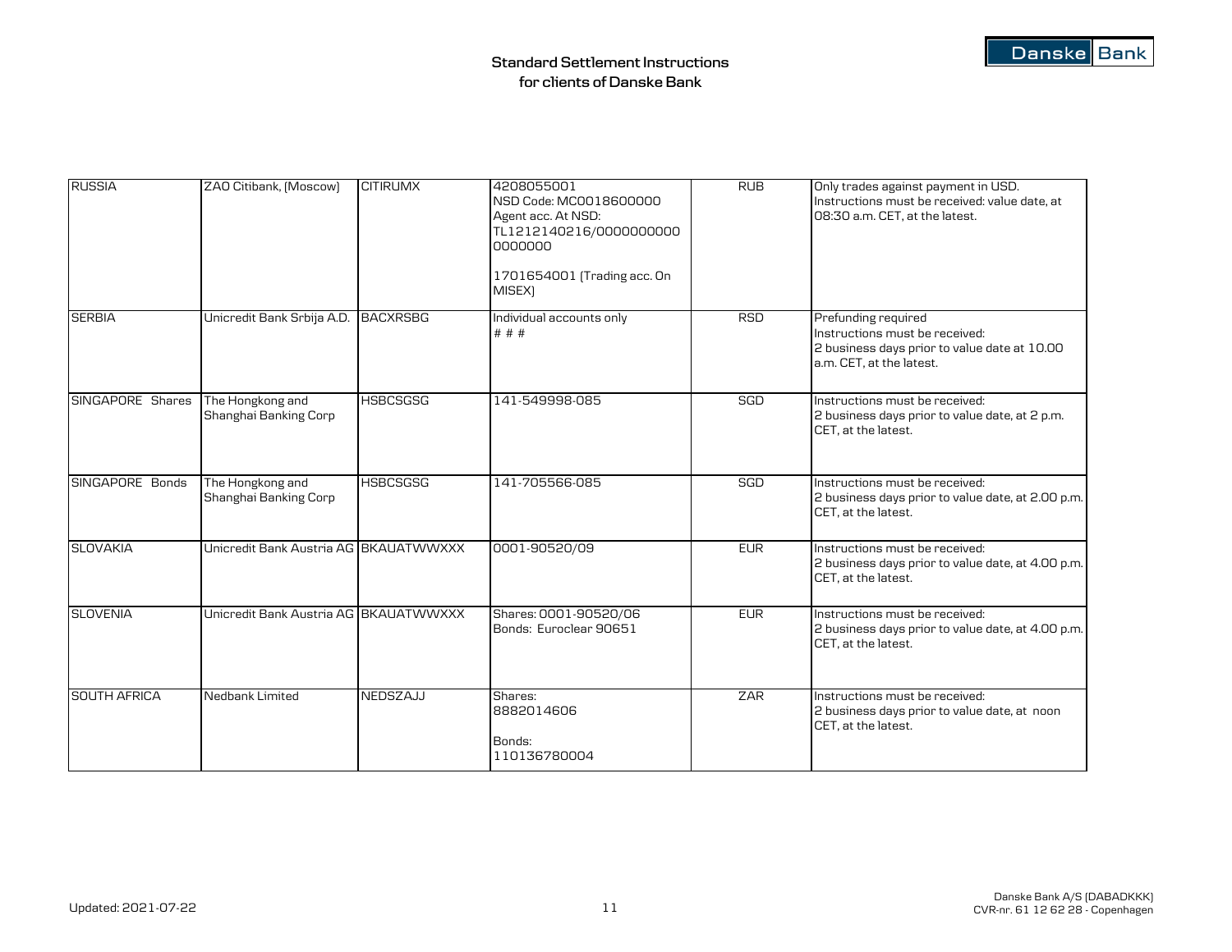**Standard Settlement Instructions for clients of Danske Bank**

| | | | | | |
|---|---|---|---|---|---|
| RUSSIA | ZAO Citibank, (Moscow) | CITIRUMX | 4208055001<br>NSD Code: MC0018600000<br>Agent acc. At NSD:<br>TL1212140216/0000000000 0000000<br><br>1701654001 (Trading acc. On MISEX) | RUB | Only trades against payment in USD.<br>Instructions must be received: value date, at 08:30 a.m. CET, at the latest. |
| SERBIA | Unicredit Bank Srbija A.D. | BACXRSBG | Individual accounts only<br># # # | RSD | Prefunding required<br>Instructions must be received:<br>2 business days prior to value date at 10.00 a.m. CET, at the latest. |
| SINGAPORE Shares | The Hongkong and Shanghai Banking Corp | HSBCSGSG | 141-549998-085 | SGD | Instructions must be received:<br>2 business days prior to value date, at 2 p.m. CET, at the latest. |
| SINGAPORE Bonds | The Hongkong and Shanghai Banking Corp | HSBCSGSG | 141-705566-085 | SGD | Instructions must be received:<br>2 business days prior to value date, at 2.00 p.m. CET, at the latest. |
| SLOVAKIA | Unicredit Bank Austria AG | BKAUATWWXXX | 0001-90520/09 | EUR | Instructions must be received:<br>2 business days prior to value date, at 4.00 p.m. CET, at the latest. |
| SLOVENIA | Unicredit Bank Austria AG | BKAUATWWXXX | Shares: 0001-90520/06<br>Bonds: Euroclear 90651 | EUR | Instructions must be received:<br>2 business days prior to value date, at 4.00 p.m. CET, at the latest. |
| SOUTH AFRICA | Nedbank Limited | NEDSZAJJ | Shares:<br>8882014606<br><br>Bonds:<br>110136780004 | ZAR | Instructions must be received:<br>2 business days prior to value date, at noon CET, at the latest. |

Updated: 2021-07-22

Danske Bank A/S (DABADKKK)
CVR-nr. 61 12 62 28 - Copenhagen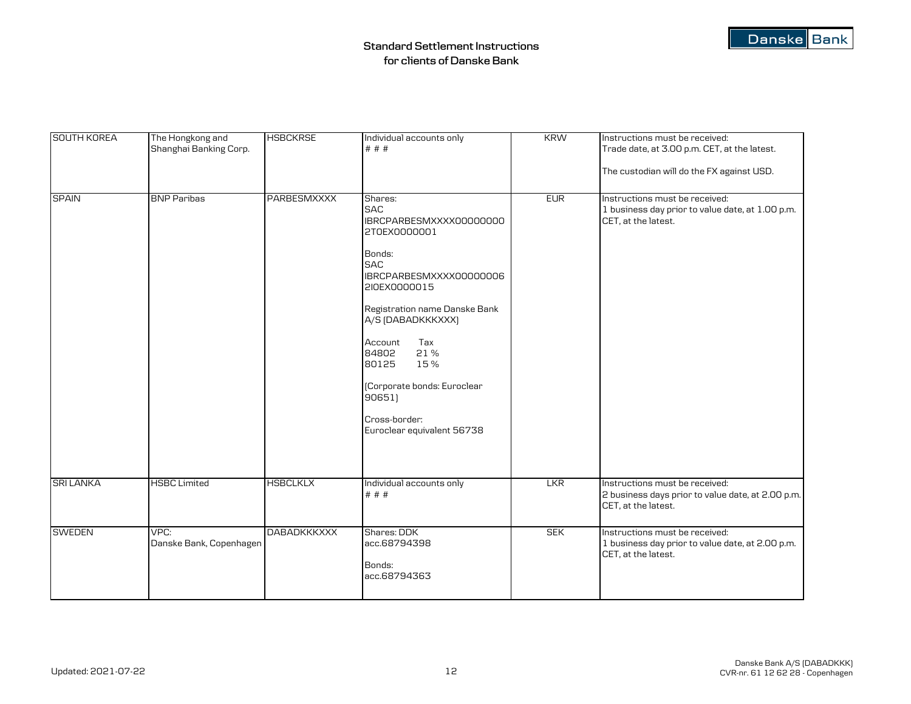## Standard Settlement Instructions for clients of Danske Bank

| | | | | | |
|---|---|---|---|---|---|
| SOUTH KOREA | The Hongkong and Shanghai Banking Corp. | HSBCKRSE | Individual accounts only<br># # # | KRW | Instructions must be received:<br>Trade date, at 3.00 p.m. CET, at the latest.<br><br>The custodian will do the FX against USD. |
| SPAIN | BNP Paribas | PARBESMXXXX | Shares:<br>SAC<br>IBRCPARBESMXXXX00000000 2T0EX0000001<br><br>Bonds:<br>SAC<br>IBRCPARBESMXXXX00000006 2I0EX0000015<br><br>Registration name Danske Bank A/S (DABADKKKXXX)<br><br>Account Tax<br>84802 21 %<br>80125 15 %<br><br>(Corporate bonds: Euroclear 90651)<br><br>Cross-border:<br>Euroclear equivalent 56738 | EUR | Instructions must be received:<br>1 business day prior to value date, at 1.00 p.m. CET, at the latest. |
| SRI LANKA | HSBC Limited | HSBCLKLX | Individual accounts only<br># # # | LKR | Instructions must be received:<br>2 business days prior to value date, at 2.00 p.m. CET, at the latest. |
| SWEDEN | VPC:<br>Danske Bank, Copenhagen | DABADKKKXXX | Shares: DDK<br>acc.68794398<br><br>Bonds:<br>acc.68794363 | SEK | Instructions must be received:<br>1 business day prior to value date, at 2.00 p.m. CET, at the latest. |

Updated: 2021-07-22

Danske Bank A/S (DABADKKK)
CVR-nr. 61 12 62 28 - Copenhagen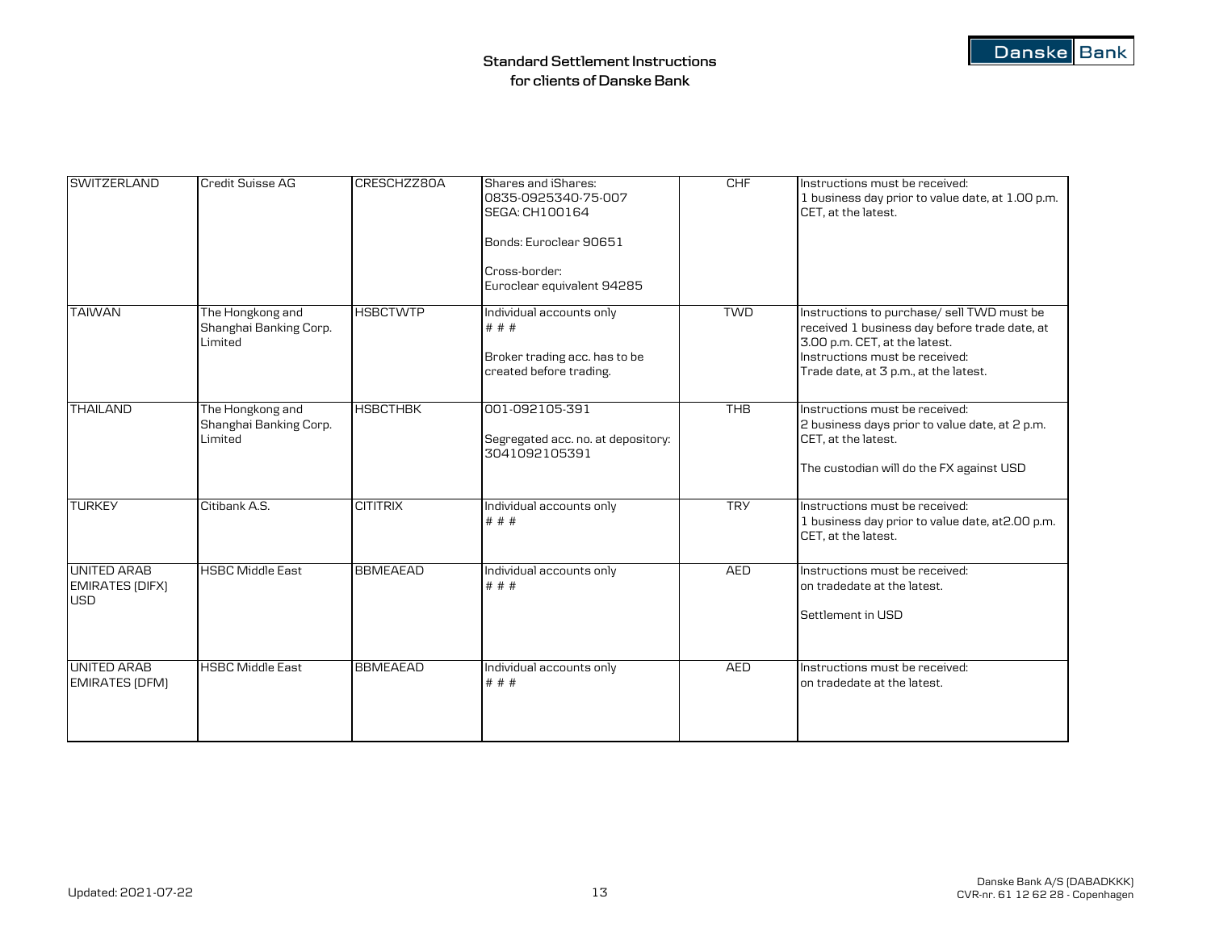# Standard Settlement Instructions for clients of Danske Bank

| | | | | | |
|---|---|---|---|---|---|
| SWITZERLAND | Credit Suisse AG | CRESCHZZ80A | Shares and iShares:<br>0835-0925340-75-007<br>SEGA: CH100164<br><br>Bonds: Euroclear 90651<br><br>Cross-border:<br>Euroclear equivalent 94285 | CHF | Instructions must be received:<br>1 business day prior to value date, at 1.00 p.m. CET, at the latest. |
| TAIWAN | The Hongkong and Shanghai Banking Corp. Limited | HSBCTWTP | Individual accounts only<br># # #<br><br>Broker trading acc. has to be created before trading. | TWD | Instructions to purchase/ sell TWD must be received 1 business day before trade date, at 3.00 p.m. CET, at the latest.<br>Instructions must be received:<br>Trade date, at 3 p.m., at the latest. |
| THAILAND | The Hongkong and Shanghai Banking Corp. Limited | HSBCTHBK | 001-092105-391<br><br>Segregated acc. no. at depository:<br>3041092105391 | THB | Instructions must be received:<br>2 business days prior to value date, at 2 p.m. CET, at the latest.<br><br>The custodian will do the FX against USD |
| TURKEY | Citibank A.S. | CITITRIX | Individual accounts only<br># # # | TRY | Instructions must be received:<br>1 business day prior to value date, at2.00 p.m. CET, at the latest. |
| UNITED ARAB EMIRATES (DIFX) USD | HSBC Middle East | BBMEAEAD | Individual accounts only<br># # # | AED | Instructions must be received:<br>on tradedate at the latest.<br><br>Settlement in USD |
| UNITED ARAB EMIRATES (DFM) | HSBC Middle East | BBMEAEAD | Individual accounts only<br># # # | AED | Instructions must be received:<br>on tradedate at the latest. |

Updated: 2021-07-22

Danske Bank A/S (DABADKKK)
CVR-nr. 61 12 62 28 - Copenhagen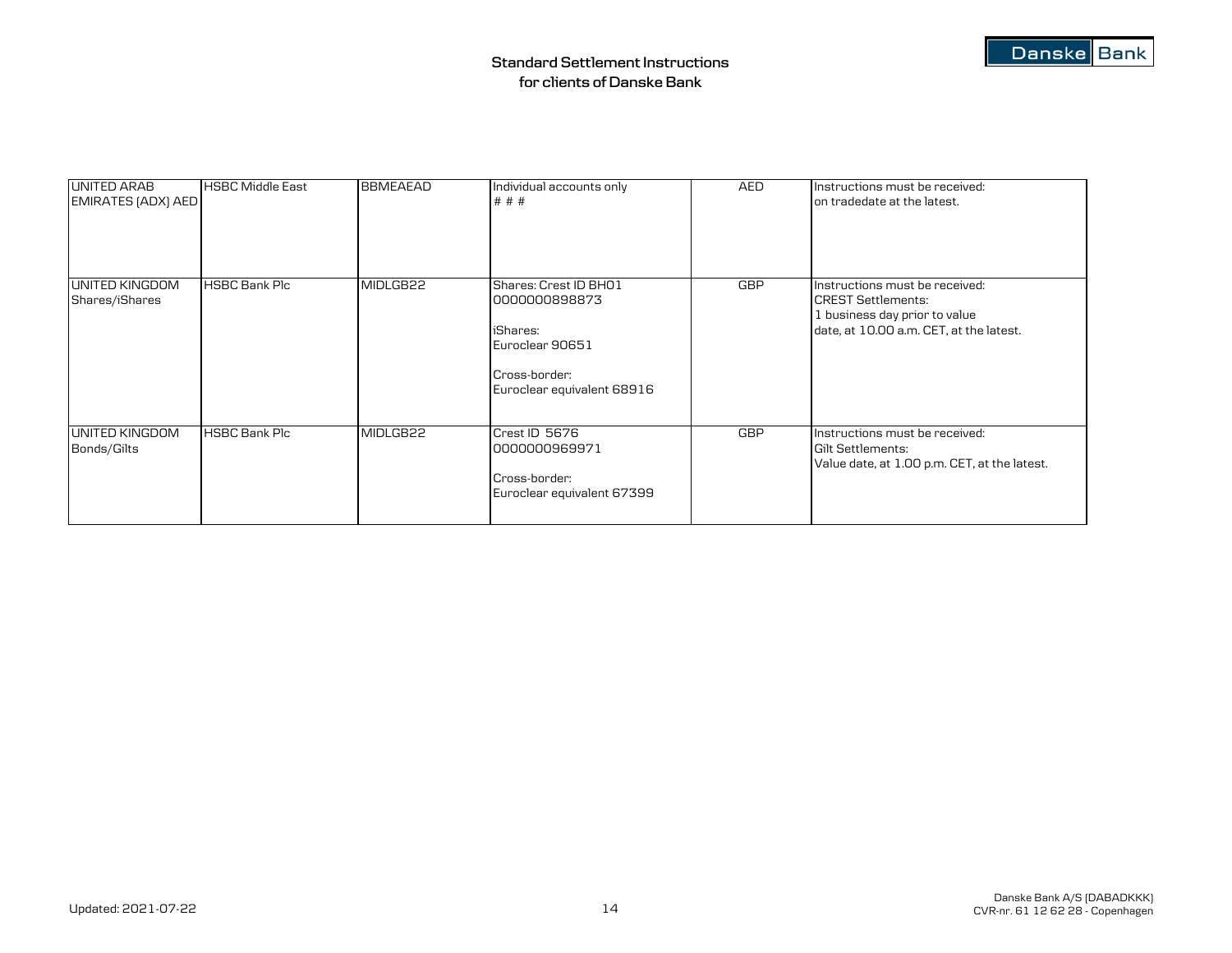# Standard Settlement Instructions for clients of Danske Bank

| | | | | | |
|---|---|---|---|---|---|
| UNITED ARAB EMIRATES (ADX) AED | HSBC Middle East | BBMEAEAD | Individual accounts only<br># # # | AED | Instructions must be received:<br>on tradedate at the latest. |
| UNITED KINGDOM Shares/iShares | HSBC Bank Plc | MIDLGB22 | Shares: Crest ID BH01<br>0000000898873<br><br>iShares:<br>Euroclear 90651<br><br>Cross-border:<br>Euroclear equivalent 68916 | GBP | Instructions must be received:<br>CREST Settlements:<br>1 business day prior to value<br>date, at 10.00 a.m. CET, at the latest. |
| UNITED KINGDOM Bonds/Gilts | HSBC Bank Plc | MIDLGB22 | Crest ID 5676<br>0000000969971<br><br>Cross-border:<br>Euroclear equivalent 67399 | GBP | Instructions must be received:<br>Gilt Settlements:<br>Value date, at 1.00 p.m. CET, at the latest. |

Updated: 2021-07-22

Danske Bank A/S (DABADKKK)
CVR-nr. 61 12 62 28 - Copenhagen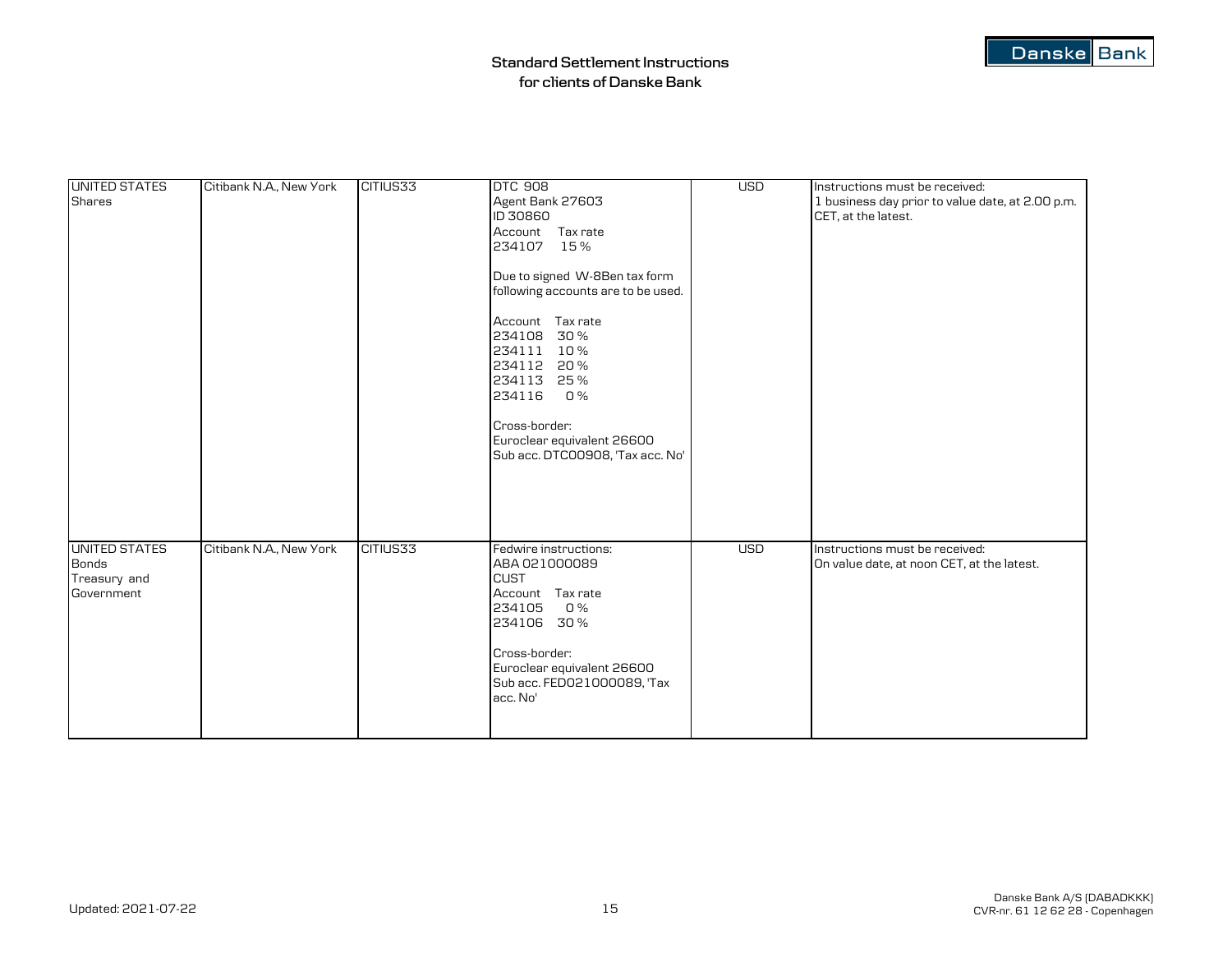## Standard Settlement Instructions for clients of Danske Bank

| | | | | | |
|---|---|---|---|---|---|
| UNITED STATES<br>Shares | Citibank N.A., New York | CITIUS33 | DTC 908<br>Agent Bank 27603<br>ID 30860<br>Account Tax rate<br>234107 15 %<br><br>Due to signed W-8Ben tax form following accounts are to be used.<br><br>Account Tax rate<br>234108 30 %<br>234111 10 %<br>234112 20 %<br>234113 25 %<br>234116 0 %<br><br>Cross-border:<br>Euroclear equivalent 26600<br>Sub acc. DTC00908, 'Tax acc. No' | USD | Instructions must be received:<br>1 business day prior to value date, at 2.00 p.m. CET, at the latest. |
| UNITED STATES<br>Bonds<br>Treasury and Government | Citibank N.A., New York | CITIUS33 | Fedwire instructions:<br>ABA 021000089<br>CUST<br>Account Tax rate<br>234105 0 %<br>234106 30 %<br><br>Cross-border:<br>Euroclear equivalent 26600<br>Sub acc. FED021000089, 'Tax acc. No' | USD | Instructions must be received:<br>On value date, at noon CET, at the latest. |

Updated: 2021-07-22

Danske Bank A/S (DABADKKK)
CVR-nr. 61 12 62 28 - Copenhagen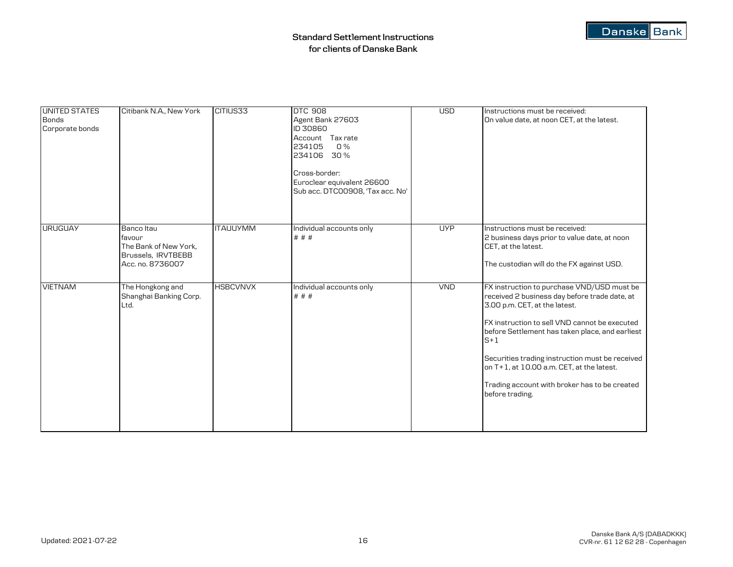# Standard Settlement Instructions for clients of Danske Bank

| | | | | | |
|---|---|---|---|---|---|
| UNITED STATES<br>Bonds<br>Corporate bonds | Citibank N.A., New York | CITIUS33 | DTC 908<br>Agent Bank 27603<br>ID 30860<br>Account Tax rate<br>234105 0 %<br>234106 30 %<br><br>Cross-border:<br>Euroclear equivalent 26600<br>Sub acc. DTC00908, 'Tax acc. No' | USD | Instructions must be received:<br>On value date, at noon CET, at the latest. |
| URUGUAY | Banco Itau<br>favour<br>The Bank of New York,<br>Brussels, IRVTBEBB<br>Acc. no. 8736007 | ITAUUYMM | Individual accounts only<br># # # | UYP | Instructions must be received:<br>2 business days prior to value date, at noon CET, at the latest.<br><br>The custodian will do the FX against USD. |
| VIETNAM | The Hongkong and Shanghai Banking Corp. Ltd. | HSBCVNVX | Individual accounts only<br># # # | VND | FX instruction to purchase VND/USD must be received 2 business day before trade date, at 3.00 p.m. CET, at the latest.<br><br>FX instruction to sell VND cannot be executed before Settlement has taken place, and earliest S+1<br><br>Securities trading instruction must be received on T+1, at 10.00 a.m. CET, at the latest.<br><br>Trading account with broker has to be created before trading. |

Updated: 2021-07-22

Danske Bank A/S (DABADKKK)
CVR-nr. 61 12 62 28 - Copenhagen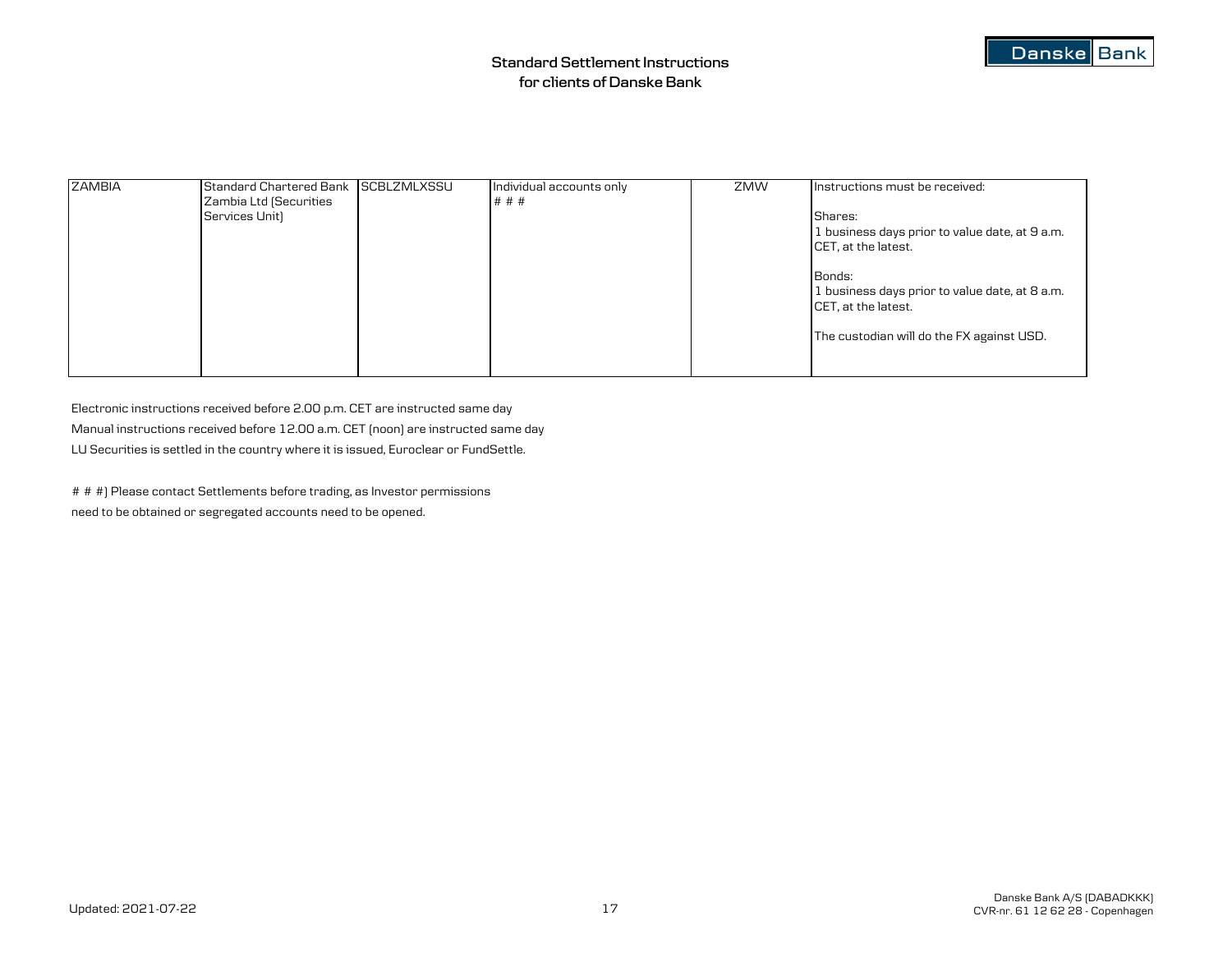## Standard Settlement Instructions for clients of Danske Bank

| | | | | | |
|---|---|---|---|---|---|
| ZAMBIA | Standard Chartered Bank Zambia Ltd (Securities Services Unit) | SCBLZMLXSSU | Individual accounts only # # # | ZMW | Instructions must be received:<br><br>Shares:<br>1 business days prior to value date, at 9 a.m. CET, at the latest.<br><br>Bonds:<br>1 business days prior to value date, at 8 a.m. CET, at the latest.<br><br>The custodian will do the FX against USD. |

Electronic instructions received before 2.00 p.m. CET are instructed same day

Manual instructions received before 12.00 a.m. CET (noon) are instructed same day

LU Securities is settled in the country where it is issued, Euroclear or FundSettle.

# # #) Please contact Settlements before trading, as Investor permissions need to be obtained or segregated accounts need to be opened.

Updated: 2021-07-22

Danske Bank A/S (DABADKKK)
CVR-nr. 61 12 62 28 - Copenhagen